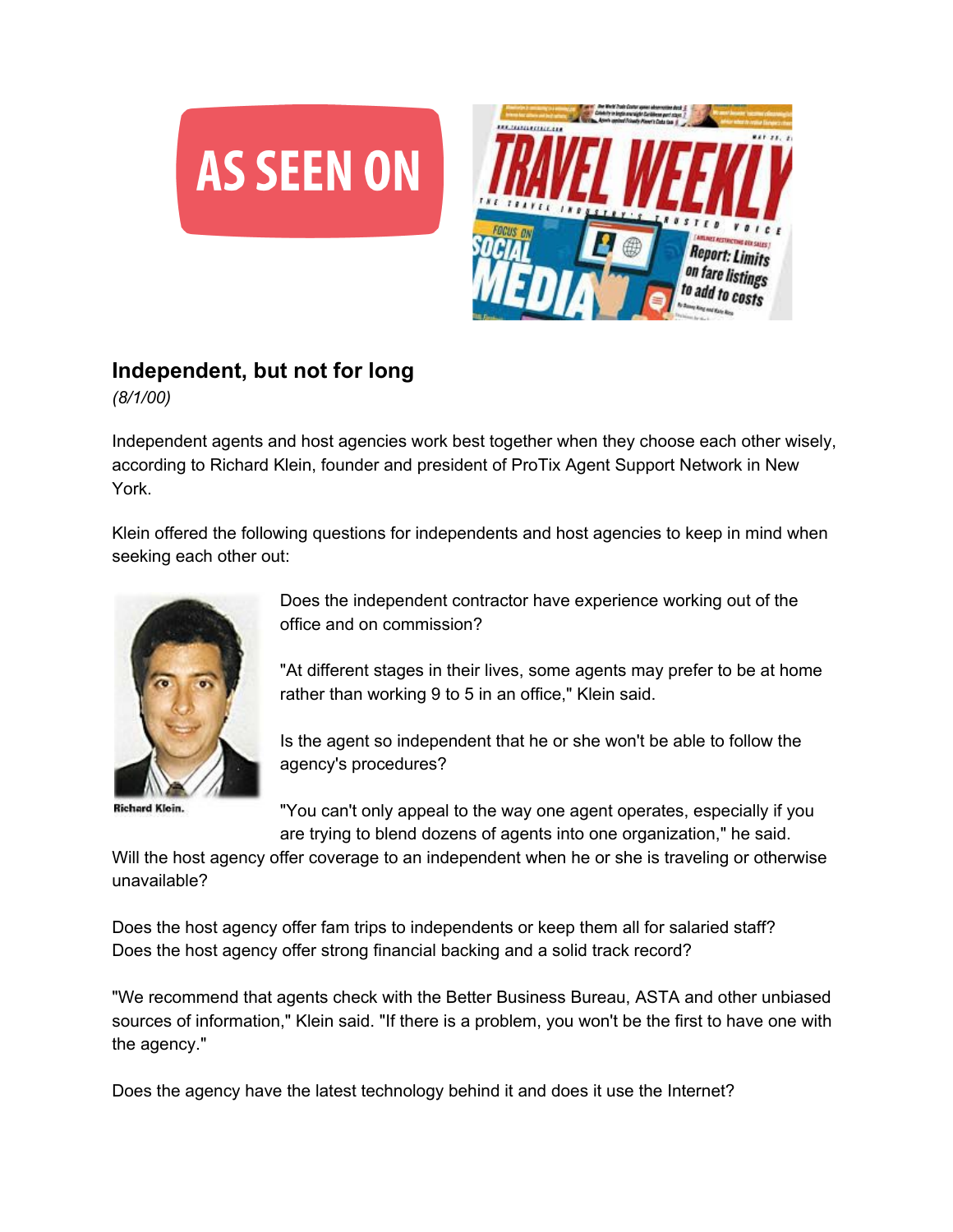AS SEEN ON

## Independent, but not for long

*(8/1/00)*

Independent agents and host agencies work best together when they choose each other wisely, according to Richard Klein, founder and president of ProTix Agent Support Network in New York.

Klein offered the following questions for independents and host agencies to keep in mind when seeking each other out:

Does the independent contractor have experience working out of the office and on commission?

"At different stages in their lives, some agents may prefer to be at home rather than working 9 to 5 in an office," Klein said.

Is the agent so independent that he or she won't be able to follow the agency's procedures?

"You can't only appeal to the way one agent operates, especially if you are trying to blend dozens of agents into one organization," he said.

Richard Klein.

Will the host agency offer coverage to an independent when he or she is traveling or otherwise unavailable?

Does the host agency offer fam trips to independents or keep them all for salaried staff?

Does the host agency offer strong financial backing and a solid track record?

"We recommend that agents check with the Better Business Bureau, ASTA and other unbiased sources of information," Klein said. "If there is a problem, you won't be the first to have one with the agency."

Does the agency have the latest technology behind it and does it use the Internet?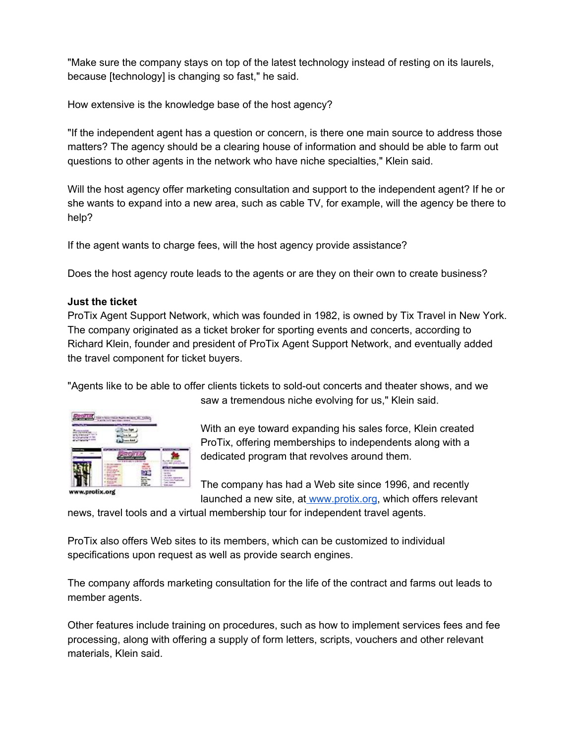"Make sure the company stays on top of the latest technology instead of resting on its laurels, because [technology] is changing so fast," he said.

How extensive is the knowledge base of the host agency?

"If the independent agent has a question or concern, is there one main source to address those matters? The agency should be a clearing house of information and should be able to farm out questions to other agents in the network who have niche specialties," Klein said.

Will the host agency offer marketing consultation and support to the independent agent? If he or she wants to expand into a new area, such as cable TV, for example, will the agency be there to help?

If the agent wants to charge fees, will the host agency provide assistance?

Does the host agency route leads to the agents or are they on their own to create business?

**Just the ticket**

ProTix Agent Support Network, which was founded in 1982, is owned by Tix Travel in New York. The company originated as a ticket broker for sporting events and concerts, according to Richard Klein, founder and president of ProTix Agent Support Network, and eventually added the travel component for ticket buyers.

"Agents like to be able to offer clients tickets to sold-out concerts and theater shows, and we saw a tremendous niche evolving for us," Klein said.

www.protix.org

With an eye toward expanding his sales force, Klein created ProTix, offering memberships to independents along with a dedicated program that revolves around them.

The company has had a Web site since 1996, and recently launched a new site, at www.protix.org, which offers relevant news, travel tools and a virtual membership tour for independent travel agents.

ProTix also offers Web sites to its members, which can be customized to individual specifications upon request as well as provide search engines.

The company affords marketing consultation for the life of the contract and farms out leads to member agents.

Other features include training on procedures, such as how to implement services fees and fee processing, along with offering a supply of form letters, scripts, vouchers and other relevant materials, Klein said.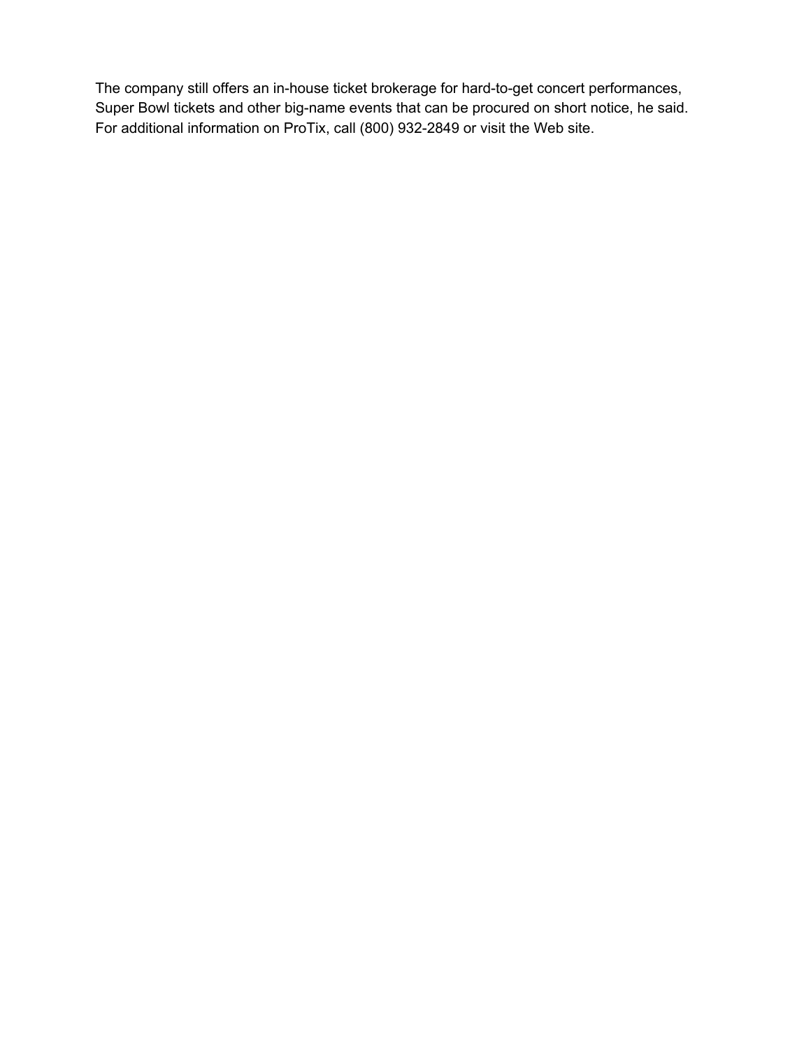The company still offers an in-house ticket brokerage for hard-to-get concert performances, Super Bowl tickets and other big-name events that can be procured on short notice, he said. For additional information on ProTix, call (800) 932-2849 or visit the Web site.